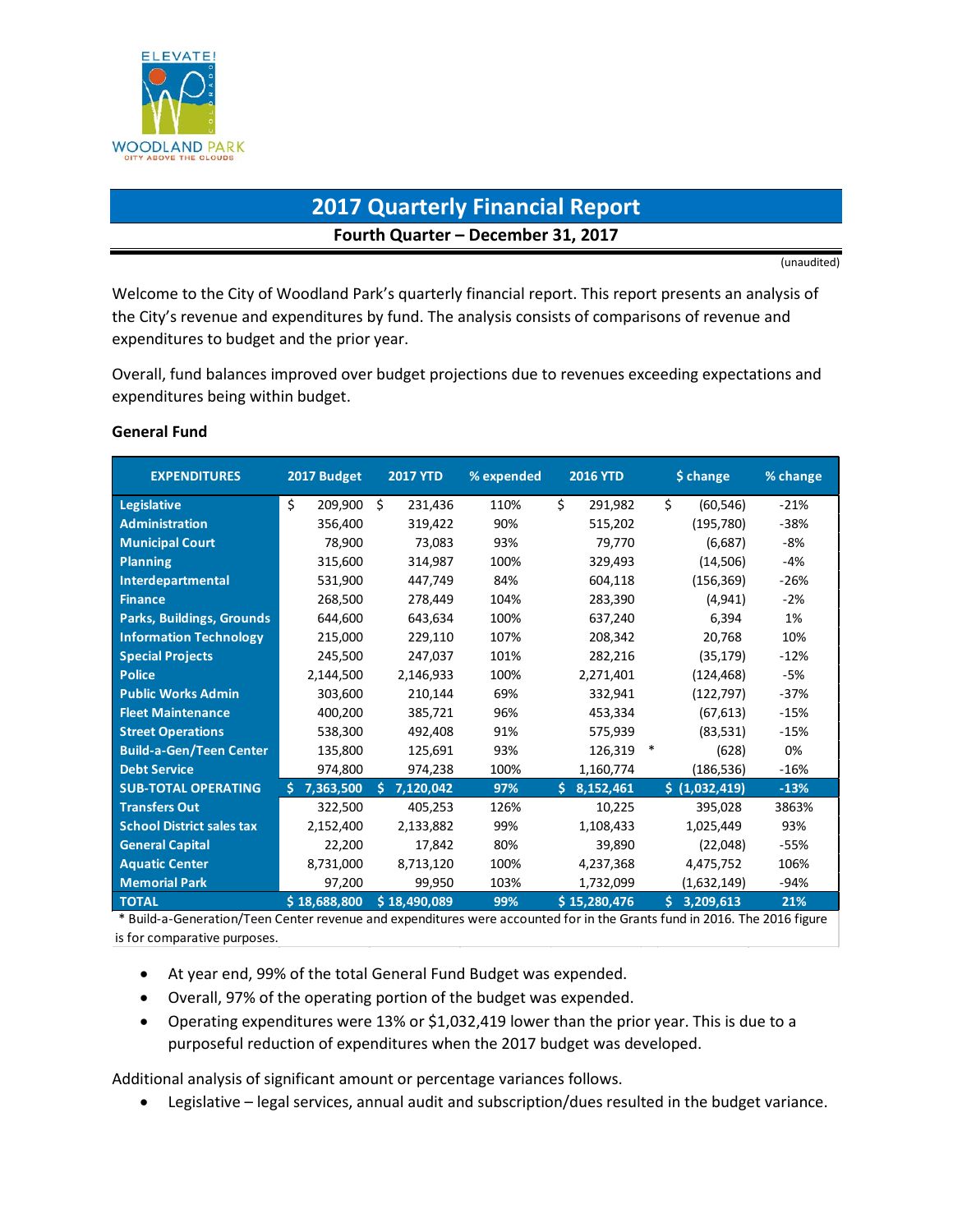# 2017 Quarterly Financial Report

**Fourth Quarter – December 31, 2017**

(unaudited)

Welcome to the City of Woodland Park's quarterly financial report. This report presents an analysis of the City's revenue and expenditures by fund. The analysis consists of comparisons of revenue and expenditures to budget and the prior year.

Overall, fund balances improved over budget projections due to revenues exceeding expectations and expenditures being within budget.

### General Fund

| EXPENDITURES | 2017 Budget | 2017 YTD | % expended | 2016 YTD | $ change | % change |
|---|---|---|---|---|---|---|
| Legislative | $ 209,900 | $ 231,436 | 110% | $ 291,982 | $ (60,546) | -21% |
| Administration | 356,400 | 319,422 | 90% | 515,202 | (195,780) | -38% |
| Municipal Court | 78,900 | 73,083 | 93% | 79,770 | (6,687) | -8% |
| Planning | 315,600 | 314,987 | 100% | 329,493 | (14,506) | -4% |
| Interdepartmental | 531,900 | 447,749 | 84% | 604,118 | (156,369) | -26% |
| Finance | 268,500 | 278,449 | 104% | 283,390 | (4,941) | -2% |
| Parks, Buildings, Grounds | 644,600 | 643,634 | 100% | 637,240 | 6,394 | 1% |
| Information Technology | 215,000 | 229,110 | 107% | 208,342 | 20,768 | 10% |
| Special Projects | 245,500 | 247,037 | 101% | 282,216 | (35,179) | -12% |
| Police | 2,144,500 | 2,146,933 | 100% | 2,271,401 | (124,468) | -5% |
| Public Works Admin | 303,600 | 210,144 | 69% | 332,941 | (122,797) | -37% |
| Fleet Maintenance | 400,200 | 385,721 | 96% | 453,334 | (67,613) | -15% |
| Street Operations | 538,300 | 492,408 | 91% | 575,939 | (83,531) | -15% |
| Build-a-Gen/Teen Center | 135,800 | 125,691 | 93% | 126,319 * | (628) | 0% |
| Debt Service | 974,800 | 974,238 | 100% | 1,160,774 | (186,536) | -16% |
| **SUB-TOTAL OPERATING** | **$ 7,363,500** | **$ 7,120,042** | **97%** | **$ 8,152,461** | **$ (1,032,419)** | **-13%** |
| Transfers Out | 322,500 | 405,253 | 126% | 10,225 | 395,028 | 3863% |
| School District sales tax | 2,152,400 | 2,133,882 | 99% | 1,108,433 | 1,025,449 | 93% |
| General Capital | 22,200 | 17,842 | 80% | 39,890 | (22,048) | -55% |
| Aquatic Center | 8,731,000 | 8,713,120 | 100% | 4,237,368 | 4,475,752 | 106% |
| Memorial Park | 97,200 | 99,950 | 103% | 1,732,099 | (1,632,149) | -94% |
| **TOTAL** | **$ 18,688,800** | **$ 18,490,089** | **99%** | **$ 15,280,476** | **$ 3,209,613** | **21%** |

* Build-a-Generation/Teen Center revenue and expenditures were accounted for in the Grants fund in 2016. The 2016 figure is for comparative purposes.

- At year end, 99% of the total General Fund Budget was expended.
- Overall, 97% of the operating portion of the budget was expended.
- Operating expenditures were 13% or $1,032,419 lower than the prior year. This is due to a purposeful reduction of expenditures when the 2017 budget was developed.

Additional analysis of significant amount or percentage variances follows.

- Legislative – legal services, annual audit and subscription/dues resulted in the budget variance.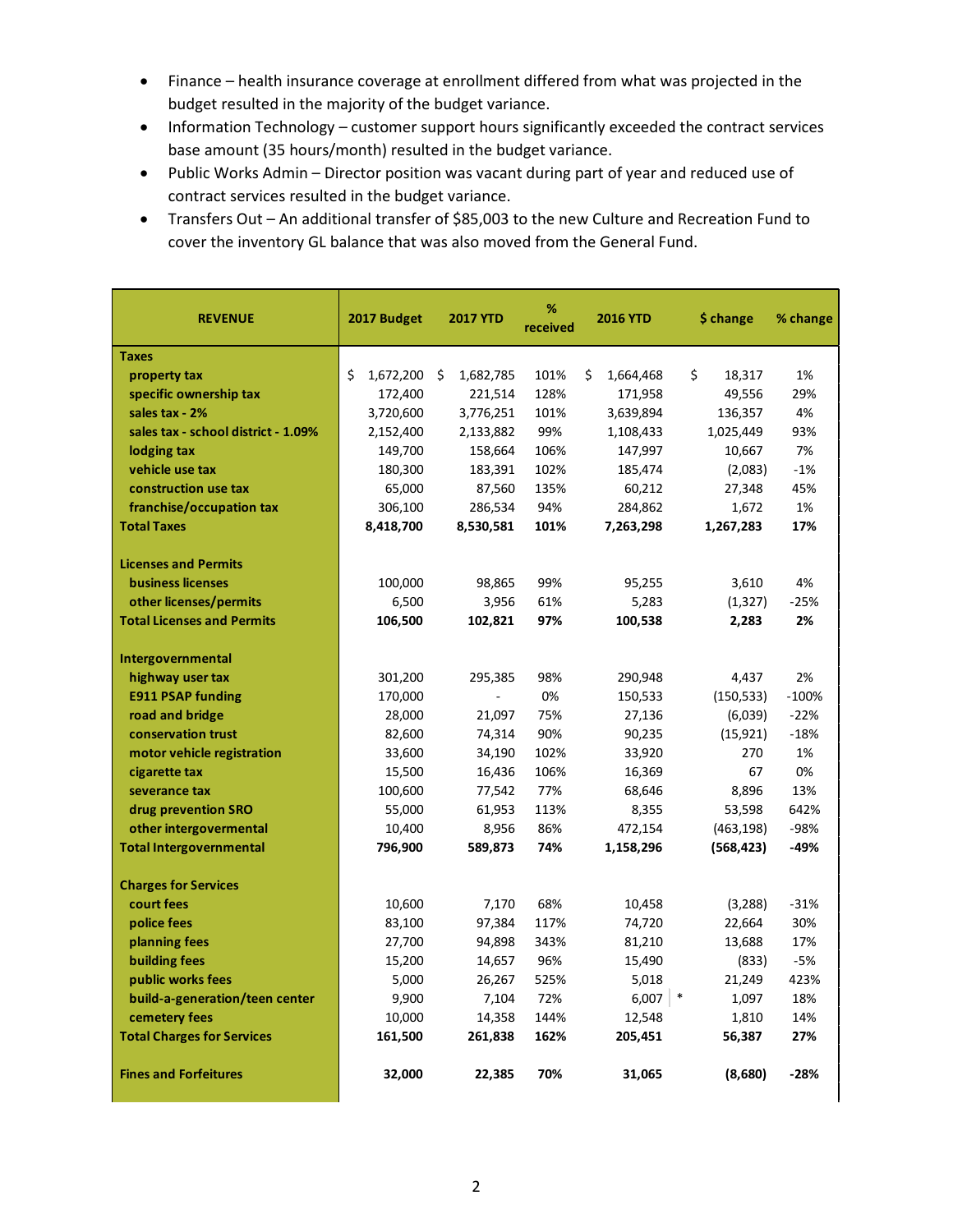- Finance – health insurance coverage at enrollment differed from what was projected in the budget resulted in the majority of the budget variance.
- Information Technology – customer support hours significantly exceeded the contract services base amount (35 hours/month) resulted in the budget variance.
- Public Works Admin – Director position was vacant during part of year and reduced use of contract services resulted in the budget variance.
- Transfers Out – An additional transfer of $85,003 to the new Culture and Recreation Fund to cover the inventory GL balance that was also moved from the General Fund.

| REVENUE | 2017 Budget | 2017 YTD | % received | 2016 YTD | $ change | % change |
|---|---|---|---|---|---|---|
| **Taxes** | | | | | | |
| property tax | $ 1,672,200 | $ 1,682,785 | 101% | $ 1,664,468 | $ 18,317 | 1% |
| specific ownership tax | 172,400 | 221,514 | 128% | 171,958 | 49,556 | 29% |
| sales tax - 2% | 3,720,600 | 3,776,251 | 101% | 3,639,894 | 136,357 | 4% |
| sales tax - school district - 1.09% | 2,152,400 | 2,133,882 | 99% | 1,108,433 | 1,025,449 | 93% |
| lodging tax | 149,700 | 158,664 | 106% | 147,997 | 10,667 | 7% |
| vehicle use tax | 180,300 | 183,391 | 102% | 185,474 | (2,083) | -1% |
| construction use tax | 65,000 | 87,560 | 135% | 60,212 | 27,348 | 45% |
| franchise/occupation tax | 306,100 | 286,534 | 94% | 284,862 | 1,672 | 1% |
| **Total Taxes** | **8,418,700** | **8,530,581** | **101%** | **7,263,298** | **1,267,283** | **17%** |
| | | | | | | |
| **Licenses and Permits** | | | | | | |
| business licenses | 100,000 | 98,865 | 99% | 95,255 | 3,610 | 4% |
| other licenses/permits | 6,500 | 3,956 | 61% | 5,283 | (1,327) | -25% |
| **Total Licenses and Permits** | **106,500** | **102,821** | **97%** | **100,538** | **2,283** | **2%** |
| | | | | | | |
| **Intergovernmental** | | | | | | |
| highway user tax | 301,200 | 295,385 | 98% | 290,948 | 4,437 | 2% |
| E911 PSAP funding | 170,000 | - | 0% | 150,533 | (150,533) | -100% |
| road and bridge | 28,000 | 21,097 | 75% | 27,136 | (6,039) | -22% |
| conservation trust | 82,600 | 74,314 | 90% | 90,235 | (15,921) | -18% |
| motor vehicle registration | 33,600 | 34,190 | 102% | 33,920 | 270 | 1% |
| cigarette tax | 15,500 | 16,436 | 106% | 16,369 | 67 | 0% |
| severance tax | 100,600 | 77,542 | 77% | 68,646 | 8,896 | 13% |
| drug prevention SRO | 55,000 | 61,953 | 113% | 8,355 | 53,598 | 642% |
| other intergovermental | 10,400 | 8,956 | 86% | 472,154 | (463,198) | -98% |
| **Total Intergovernmental** | **796,900** | **589,873** | **74%** | **1,158,296** | **(568,423)** | **-49%** |
| | | | | | | |
| **Charges for Services** | | | | | | |
| court fees | 10,600 | 7,170 | 68% | 10,458 | (3,288) | -31% |
| police fees | 83,100 | 97,384 | 117% | 74,720 | 22,664 | 30% |
| planning fees | 27,700 | 94,898 | 343% | 81,210 | 13,688 | 17% |
| building fees | 15,200 | 14,657 | 96% | 15,490 | (833) | -5% |
| public works fees | 5,000 | 26,267 | 525% | 5,018 | 21,249 | 423% |
| build-a-generation/teen center | 9,900 | 7,104 | 72% | 6,007 * | 1,097 | 18% |
| cemetery fees | 10,000 | 14,358 | 144% | 12,548 | 1,810 | 14% |
| **Total Charges for Services** | **161,500** | **261,838** | **162%** | **205,451** | **56,387** | **27%** |
| | | | | | | |
| **Fines and Forfeitures** | **32,000** | **22,385** | **70%** | **31,065** | **(8,680)** | **-28%** |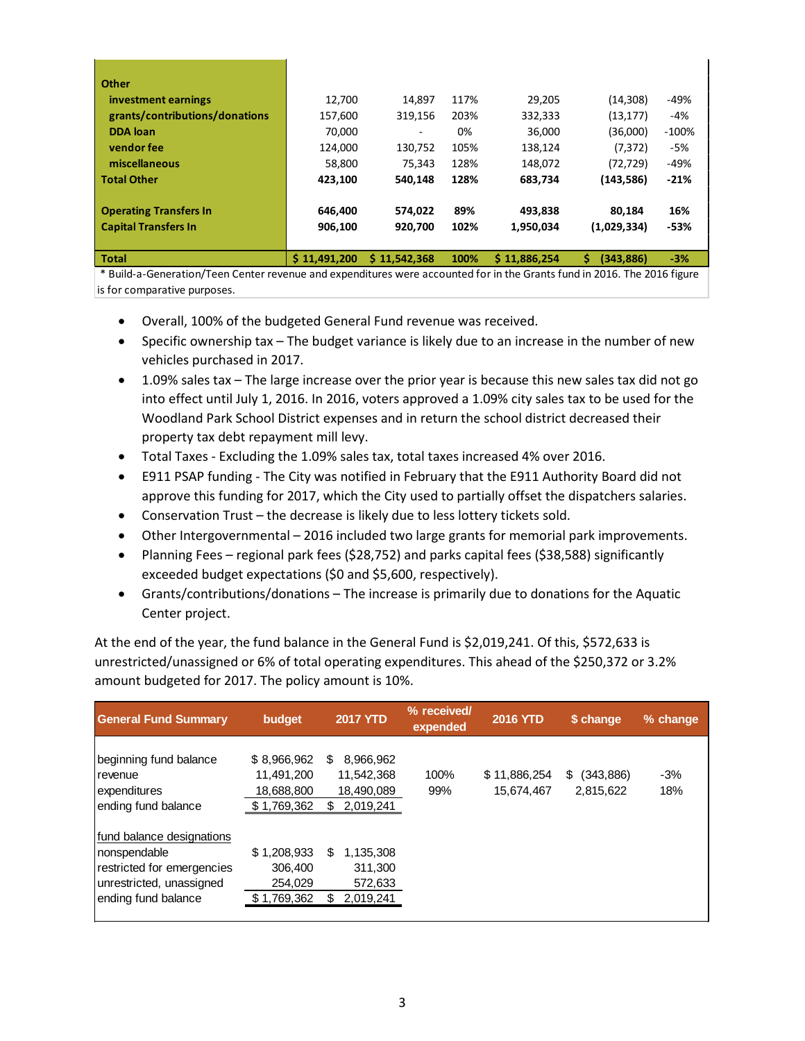| | | | | | | |
|---|---|---|---|---|---|---|
| **Other** | | | | | | |
| **investment earnings** | 12,700 | 14,897 | 117% | 29,205 | (14,308) | -49% |
| **grants/contributions/donations** | 157,600 | 319,156 | 203% | 332,333 | (13,177) | -4% |
| **DDA loan** | 70,000 | - | 0% | 36,000 | (36,000) | -100% |
| **vendor fee** | 124,000 | 130,752 | 105% | 138,124 | (7,372) | -5% |
| **miscellaneous** | 58,800 | 75,343 | 128% | 148,072 | (72,729) | -49% |
| **Total Other** | **423,100** | **540,148** | **128%** | **683,734** | **(143,586)** | **-21%** |
| | | | | | | |
| **Operating Transfers In** | **646,400** | **574,022** | **89%** | **493,838** | **80,184** | **16%** |
| **Capital Transfers In** | **906,100** | **920,700** | **102%** | **1,950,034** | **(1,029,334)** | **-53%** |
| | | | | | | |
| **Total** | **$ 11,491,200** | **$ 11,542,368** | **100%** | **$ 11,886,254** | **$ (343,886)** | **-3%** |

* Build-a-Generation/Teen Center revenue and expenditures were accounted for in the Grants fund in 2016. The 2016 figure is for comparative purposes.

- Overall, 100% of the budgeted General Fund revenue was received.
- Specific ownership tax – The budget variance is likely due to an increase in the number of new vehicles purchased in 2017.
- 1.09% sales tax – The large increase over the prior year is because this new sales tax did not go into effect until July 1, 2016. In 2016, voters approved a 1.09% city sales tax to be used for the Woodland Park School District expenses and in return the school district decreased their property tax debt repayment mill levy.
- Total Taxes - Excluding the 1.09% sales tax, total taxes increased 4% over 2016.
- E911 PSAP funding - The City was notified in February that the E911 Authority Board did not approve this funding for 2017, which the City used to partially offset the dispatchers salaries.
- Conservation Trust – the decrease is likely due to less lottery tickets sold.
- Other Intergovernmental – 2016 included two large grants for memorial park improvements.
- Planning Fees – regional park fees ($28,752) and parks capital fees ($38,588) significantly exceeded budget expectations ($0 and $5,600, respectively).
- Grants/contributions/donations – The increase is primarily due to donations for the Aquatic Center project.

At the end of the year, the fund balance in the General Fund is $2,019,241. Of this, $572,633 is unrestricted/unassigned or 6% of total operating expenditures. This ahead of the $250,372 or 3.2% amount budgeted for 2017. The policy amount is 10%.

| General Fund Summary | budget | 2017 YTD | % received/ expended | 2016 YTD | $ change | % change |
|---|---|---|---|---|---|---|
| beginning fund balance | $ 8,966,962 | $ 8,966,962 | | | | |
| revenue | 11,491,200 | 11,542,368 | 100% | $ 11,886,254 | $ (343,886) | -3% |
| expenditures | 18,688,800 | 18,490,089 | 99% | 15,674,467 | 2,815,622 | 18% |
| ending fund balance | $ 1,769,362 | $ 2,019,241 | | | | |
| | | | | | | |
| fund balance designations | | | | | | |
| nonspendable | $ 1,208,933 | $ 1,135,308 | | | | |
| restricted for emergencies | 306,400 | 311,300 | | | | |
| unrestricted, unassigned | 254,029 | 572,633 | | | | |
| ending fund balance | $ 1,769,362 | $ 2,019,241 | | | | |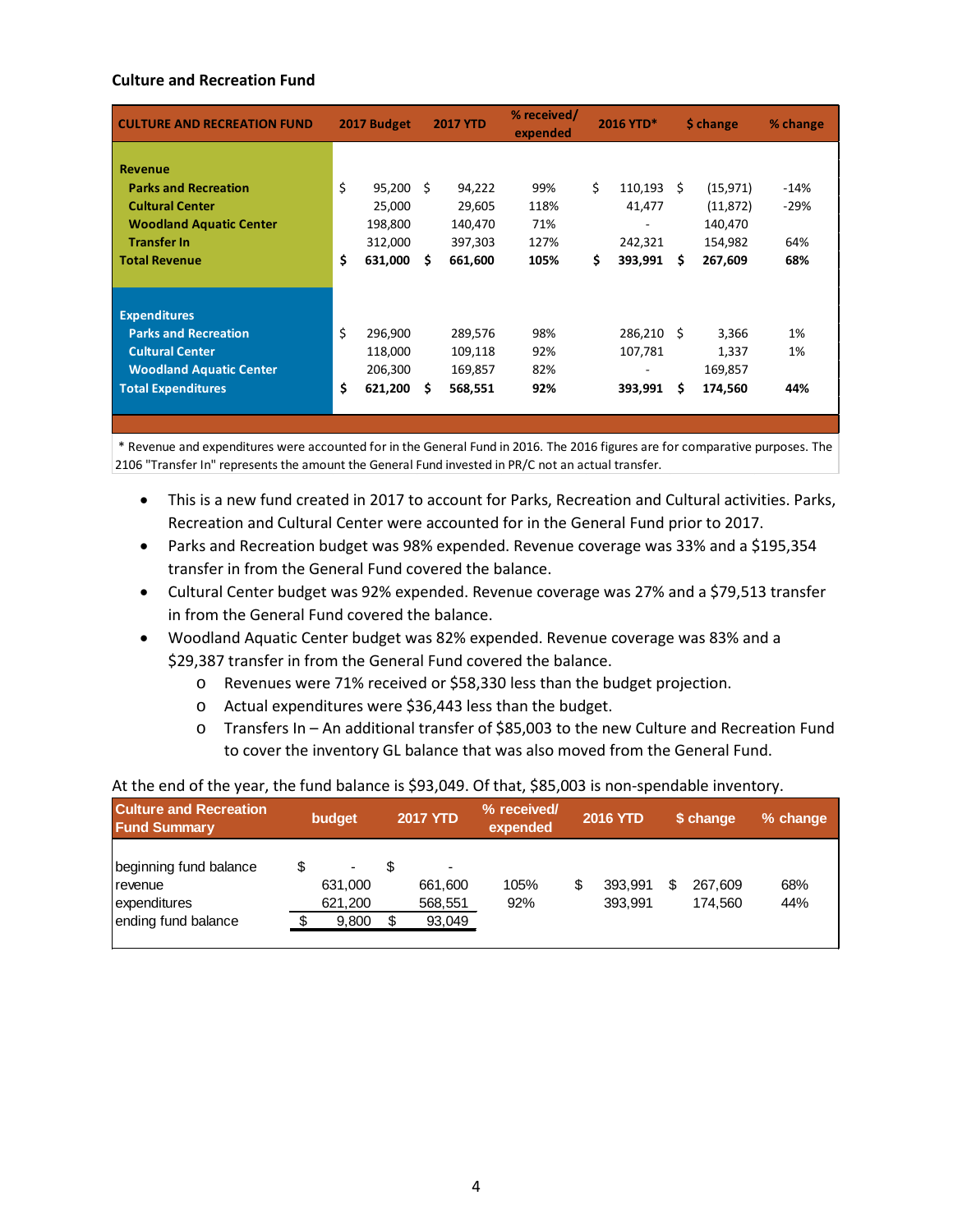## Culture and Recreation Fund

| CULTURE AND RECREATION FUND | 2017 Budget | 2017 YTD | % received/ expended | 2016 YTD* | $ change | % change |
|---|---|---|---|---|---|---|
| **Revenue** | | | | | | |
| Parks and Recreation | $ 95,200 | $ 94,222 | 99% | $ 110,193 | $ (15,971) | -14% |
| Cultural Center | 25,000 | 29,605 | 118% | 41,477 | (11,872) | -29% |
| Woodland Aquatic Center | 198,800 | 140,470 | 71% | - | 140,470 | |
| Transfer In | 312,000 | 397,303 | 127% | 242,321 | 154,982 | 64% |
| **Total Revenue** | **$ 631,000** | **$ 661,600** | **105%** | **$ 393,991** | **$ 267,609** | **68%** |
| **Expenditures** | | | | | | |
| Parks and Recreation | $ 296,900 | 289,576 | 98% | 286,210 | $ 3,366 | 1% |
| Cultural Center | 118,000 | 109,118 | 92% | 107,781 | 1,337 | 1% |
| Woodland Aquatic Center | 206,300 | 169,857 | 82% | - | 169,857 | |
| **Total Expenditures** | **$ 621,200** | **$ 568,551** | **92%** | **393,991** | **$ 174,560** | **44%** |

* Revenue and expenditures were accounted for in the General Fund in 2016. The 2016 figures are for comparative purposes. The 2106 "Transfer In" represents the amount the General Fund invested in PR/C not an actual transfer.

- This is a new fund created in 2017 to account for Parks, Recreation and Cultural activities. Parks, Recreation and Cultural Center were accounted for in the General Fund prior to 2017.
- Parks and Recreation budget was 98% expended. Revenue coverage was 33% and a $195,354 transfer in from the General Fund covered the balance.
- Cultural Center budget was 92% expended. Revenue coverage was 27% and a $79,513 transfer in from the General Fund covered the balance.
- Woodland Aquatic Center budget was 82% expended. Revenue coverage was 83% and a $29,387 transfer in from the General Fund covered the balance.
    - Revenues were 71% received or $58,330 less than the budget projection.
    - Actual expenditures were $36,443 less than the budget.
    - Transfers In – An additional transfer of $85,003 to the new Culture and Recreation Fund to cover the inventory GL balance that was also moved from the General Fund.

At the end of the year, the fund balance is $93,049. Of that, $85,003 is non-spendable inventory.

| Culture and Recreation Fund Summary | budget | 2017 YTD | % received/ expended | 2016 YTD | $ change | % change |
|---|---|---|---|---|---|---|
| beginning fund balance | $ - | $ - | | | | |
| revenue | 631,000 | 661,600 | 105% | $ 393,991 | $ 267,609 | 68% |
| expenditures | 621,200 | 568,551 | 92% | 393,991 | 174,560 | 44% |
| ending fund balance | $ 9,800 | $ 93,049 | | | | |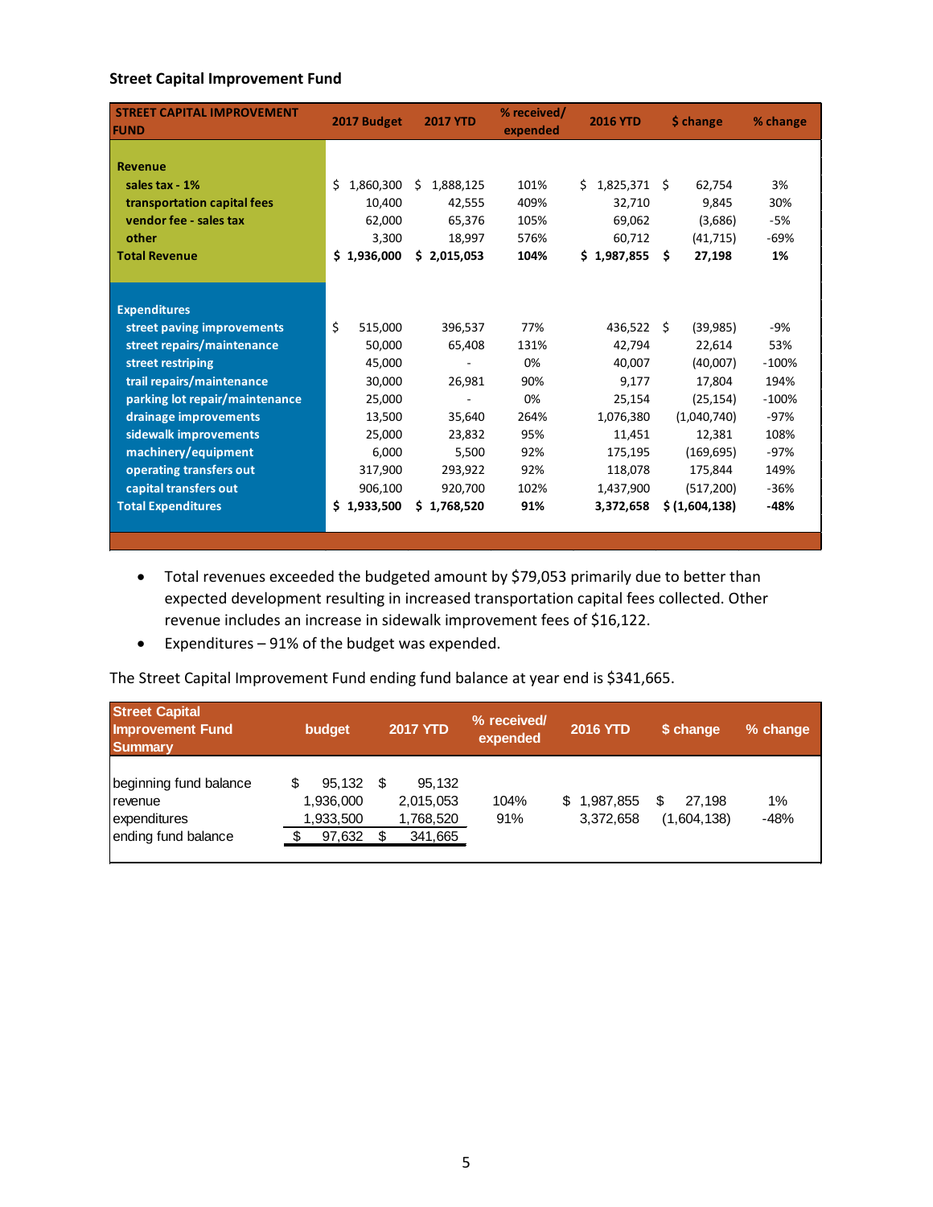### Street Capital Improvement Fund

| STREET CAPITAL IMPROVEMENT FUND | 2017 Budget | 2017 YTD | % received/ expended | 2016 YTD | $ change | % change |
|---|---|---|---|---|---|---|
| **Revenue** | | | | | | |
| sales tax - 1% | $ 1,860,300 | $ 1,888,125 | 101% | $ 1,825,371 | $ 62,754 | 3% |
| transportation capital fees | 10,400 | 42,555 | 409% | 32,710 | 9,845 | 30% |
| vendor fee - sales tax | 62,000 | 65,376 | 105% | 69,062 | (3,686) | -5% |
| other | 3,300 | 18,997 | 576% | 60,712 | (41,715) | -69% |
| **Total Revenue** | **$ 1,936,000** | **$ 2,015,053** | **104%** | **$ 1,987,855** | **$ 27,198** | **1%** |
| **Expenditures** | | | | | | |
| street paving improvements | $ 515,000 | 396,537 | 77% | 436,522 | $ (39,985) | -9% |
| street repairs/maintenance | 50,000 | 65,408 | 131% | 42,794 | 22,614 | 53% |
| street restriping | 45,000 | - | 0% | 40,007 | (40,007) | -100% |
| trail repairs/maintenance | 30,000 | 26,981 | 90% | 9,177 | 17,804 | 194% |
| parking lot repair/maintenance | 25,000 | - | 0% | 25,154 | (25,154) | -100% |
| drainage improvements | 13,500 | 35,640 | 264% | 1,076,380 | (1,040,740) | -97% |
| sidewalk improvements | 25,000 | 23,832 | 95% | 11,451 | 12,381 | 108% |
| machinery/equipment | 6,000 | 5,500 | 92% | 175,195 | (169,695) | -97% |
| operating transfers out | 317,900 | 293,922 | 92% | 118,078 | 175,844 | 149% |
| capital transfers out | 906,100 | 920,700 | 102% | 1,437,900 | (517,200) | -36% |
| **Total Expenditures** | **$ 1,933,500** | **$ 1,768,520** | **91%** | **3,372,658** | **$ (1,604,138)** | **-48%** |

- Total revenues exceeded the budgeted amount by $79,053 primarily due to better than expected development resulting in increased transportation capital fees collected. Other revenue includes an increase in sidewalk improvement fees of $16,122.
- Expenditures – 91% of the budget was expended.

The Street Capital Improvement Fund ending fund balance at year end is $341,665.

| Street Capital Improvement Fund Summary | budget | 2017 YTD | % received/ expended | 2016 YTD | $ change | % change |
|---|---|---|---|---|---|---|
| beginning fund balance | $ 95,132 | $ 95,132 | | | | |
| revenue | 1,936,000 | 2,015,053 | 104% | $ 1,987,855 | $ 27,198 | 1% |
| expenditures | 1,933,500 | 1,768,520 | 91% | 3,372,658 | (1,604,138) | -48% |
| ending fund balance | $ 97,632 | $ 341,665 | | | | |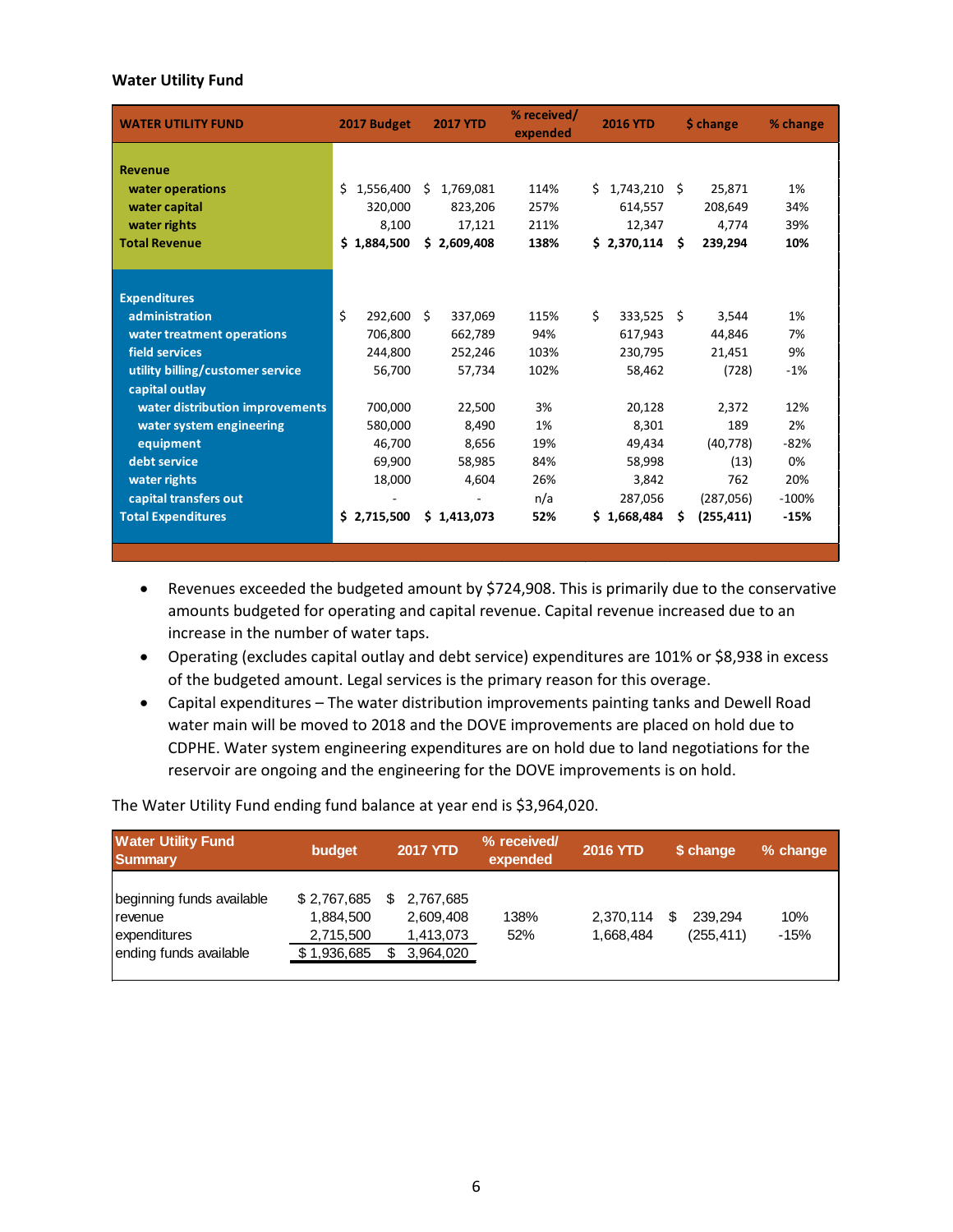**Water Utility Fund**

| WATER UTILITY FUND | 2017 Budget | 2017 YTD | % received/ expended | 2016 YTD | $ change | % change |
|---|---|---|---|---|---|---|
| **Revenue** | | | | | | |
| water operations | $ 1,556,400 | $ 1,769,081 | 114% | $ 1,743,210 | $ 25,871 | 1% |
| water capital | 320,000 | 823,206 | 257% | 614,557 | 208,649 | 34% |
| water rights | 8,100 | 17,121 | 211% | 12,347 | 4,774 | 39% |
| **Total Revenue** | **$ 1,884,500** | **$ 2,609,408** | **138%** | **$ 2,370,114** | **$ 239,294** | **10%** |
| **Expenditures** | | | | | | |
| administration | $ 292,600 | $ 337,069 | 115% | $ 333,525 | $ 3,544 | 1% |
| water treatment operations | 706,800 | 662,789 | 94% | 617,943 | 44,846 | 7% |
| field services | 244,800 | 252,246 | 103% | 230,795 | 21,451 | 9% |
| utility billing/customer service | 56,700 | 57,734 | 102% | 58,462 | (728) | -1% |
| capital outlay | | | | | | |
| water distribution improvements | 700,000 | 22,500 | 3% | 20,128 | 2,372 | 12% |
| water system engineering | 580,000 | 8,490 | 1% | 8,301 | 189 | 2% |
| equipment | 46,700 | 8,656 | 19% | 49,434 | (40,778) | -82% |
| debt service | 69,900 | 58,985 | 84% | 58,998 | (13) | 0% |
| water rights | 18,000 | 4,604 | 26% | 3,842 | 762 | 20% |
| capital transfers out | - | - | n/a | 287,056 | (287,056) | -100% |
| **Total Expenditures** | **$ 2,715,500** | **$ 1,413,073** | **52%** | **$ 1,668,484** | **$ (255,411)** | **-15%** |

- Revenues exceeded the budgeted amount by $724,908. This is primarily due to the conservative amounts budgeted for operating and capital revenue. Capital revenue increased due to an increase in the number of water taps.
- Operating (excludes capital outlay and debt service) expenditures are 101% or $8,938 in excess of the budgeted amount. Legal services is the primary reason for this overage.
- Capital expenditures – The water distribution improvements painting tanks and Dewell Road water main will be moved to 2018 and the DOVE improvements are placed on hold due to CDPHE. Water system engineering expenditures are on hold due to land negotiations for the reservoir are ongoing and the engineering for the DOVE improvements is on hold.

The Water Utility Fund ending fund balance at year end is $3,964,020.

| Water Utility Fund Summary | budget | 2017 YTD | % received/ expended | 2016 YTD | $ change | % change |
|---|---|---|---|---|---|---|
| beginning funds available | $ 2,767,685 | $ 2,767,685 | | | | |
| revenue | 1,884,500 | 2,609,408 | 138% | 2,370,114 | $ 239,294 | 10% |
| expenditures | 2,715,500 | 1,413,073 | 52% | 1,668,484 | (255,411) | -15% |
| ending funds available | $ 1,936,685 | $ 3,964,020 | | | | |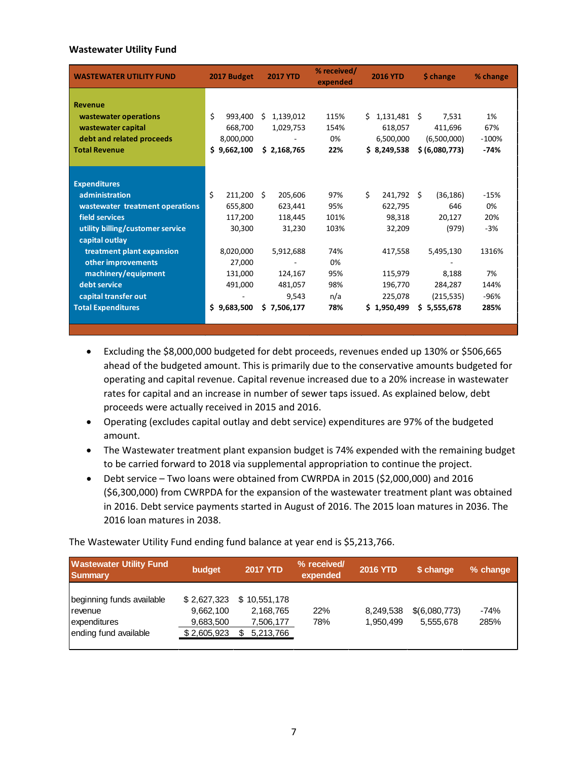**Wastewater Utility Fund**

| WASTEWATER UTILITY FUND | 2017 Budget | 2017 YTD | % received/ expended | 2016 YTD | $ change | % change |
|---|---|---|---|---|---|---|
| **Revenue** | | | | | | |
| wastewater operations | $ 993,400 | $ 1,139,012 | 115% | $ 1,131,481 | $ 7,531 | 1% |
| wastewater capital | 668,700 | 1,029,753 | 154% | 618,057 | 411,696 | 67% |
| debt and related proceeds | 8,000,000 | - | 0% | 6,500,000 | (6,500,000) | -100% |
| **Total Revenue** | **$ 9,662,100** | **$ 2,168,765** | **22%** | **$ 8,249,538** | **$ (6,080,773)** | **-74%** |
| **Expenditures** | | | | | | |
| administration | $ 211,200 | $ 205,606 | 97% | $ 241,792 | $ (36,186) | -15% |
| wastewater treatment operations | 655,800 | 623,441 | 95% | 622,795 | 646 | 0% |
| field services | 117,200 | 118,445 | 101% | 98,318 | 20,127 | 20% |
| utility billing/customer service | 30,300 | 31,230 | 103% | 32,209 | (979) | -3% |
| capital outlay | | | | | | |
| treatment plant expansion | 8,020,000 | 5,912,688 | 74% | 417,558 | 5,495,130 | 1316% |
| other improvements | 27,000 | - | 0% | | - | |
| machinery/equipment | 131,000 | 124,167 | 95% | 115,979 | 8,188 | 7% |
| debt service | 491,000 | 481,057 | 98% | 196,770 | 284,287 | 144% |
| capital transfer out | - | 9,543 | n/a | 225,078 | (215,535) | -96% |
| **Total Expenditures** | **$ 9,683,500** | **$ 7,506,177** | **78%** | **$ 1,950,499** | **$ 5,555,678** | **285%** |

- Excluding the $8,000,000 budgeted for debt proceeds, revenues ended up 130% or $506,665 ahead of the budgeted amount. This is primarily due to the conservative amounts budgeted for operating and capital revenue. Capital revenue increased due to a 20% increase in wastewater rates for capital and an increase in number of sewer taps issued. As explained below, debt proceeds were actually received in 2015 and 2016.
- Operating (excludes capital outlay and debt service) expenditures are 97% of the budgeted amount.
- The Wastewater treatment plant expansion budget is 74% expended with the remaining budget to be carried forward to 2018 via supplemental appropriation to continue the project.
- Debt service – Two loans were obtained from CWRPDA in 2015 ($2,000,000) and 2016 ($6,300,000) from CWRPDA for the expansion of the wastewater treatment plant was obtained in 2016. Debt service payments started in August of 2016. The 2015 loan matures in 2036. The 2016 loan matures in 2038.

The Wastewater Utility Fund ending fund balance at year end is $5,213,766.

| Wastewater Utility Fund Summary | budget | 2017 YTD | % received/ expended | 2016 YTD | $ change | % change |
|---|---|---|---|---|---|---|
| beginning funds available | $ 2,627,323 | $ 10,551,178 | | | | |
| revenue | 9,662,100 | 2,168,765 | 22% | 8,249,538 | $(6,080,773) | -74% |
| expenditures | 9,683,500 | 7,506,177 | 78% | 1,950,499 | 5,555,678 | 285% |
| ending fund available | $ 2,605,923 | $ 5,213,766 | | | | |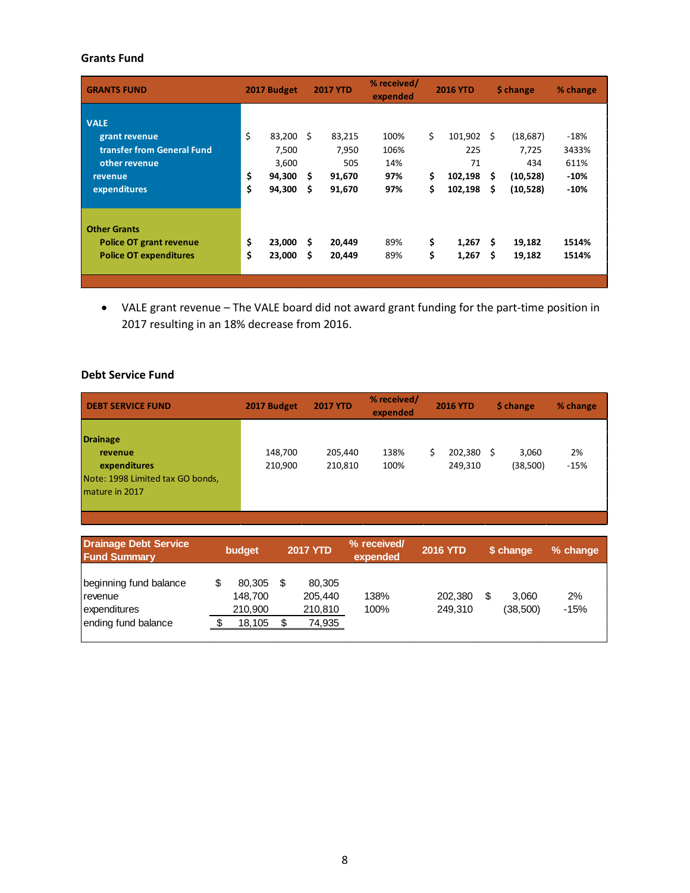## Grants Fund

| GRANTS FUND | 2017 Budget | 2017 YTD | % received/ expended | 2016 YTD | $ change | % change |
|---|---|---|---|---|---|---|
| **VALE** | | | | | | |
| grant revenue | $ 83,200 | $ 83,215 | 100% | $ 101,902 | $ (18,687) | -18% |
| transfer from General Fund | 7,500 | 7,950 | 106% | 225 | 7,725 | 3433% |
| other revenue | 3,600 | 505 | 14% | 71 | 434 | 611% |
| **revenue** | **$ 94,300** | **$ 91,670** | **97%** | **$ 102,198** | **$ (10,528)** | **-10%** |
| **expenditures** | **$ 94,300** | **$ 91,670** | **97%** | **$ 102,198** | **$ (10,528)** | **-10%** |
| **Other Grants** | | | | | | |
| **Police OT grant revenue** | **$ 23,000** | **$ 20,449** | 89% | **$ 1,267** | **$ 19,182** | **1514%** |
| **Police OT expenditures** | **$ 23,000** | **$ 20,449** | 89% | **$ 1,267** | **$ 19,182** | **1514%** |

- VALE grant revenue – The VALE board did not award grant funding for the part-time position in 2017 resulting in an 18% decrease from 2016.

## Debt Service Fund

| DEBT SERVICE FUND | 2017 Budget | 2017 YTD | % received/ expended | 2016 YTD | $ change | % change |
|---|---|---|---|---|---|---|
| **Drainage** | | | | | | |
| **revenue** | 148,700 | 205,440 | 138% | $ 202,380 | $ 3,060 | 2% |
| **expenditures** | 210,900 | 210,810 | 100% | 249,310 | (38,500) | -15% |
| Note: 1998 Limited tax GO bonds, mature in 2017 | | | | | | |

| Drainage Debt Service Fund Summary | budget | 2017 YTD | % received/ expended | 2016 YTD | $ change | % change |
|---|---|---|---|---|---|---|
| beginning fund balance | $ 80,305 | $ 80,305 | | | | |
| revenue | 148,700 | 205,440 | 138% | 202,380 | $ 3,060 | 2% |
| expenditures | 210,900 | 210,810 | 100% | 249,310 | (38,500) | -15% |
| ending fund balance | $ 18,105 | $ 74,935 | | | | |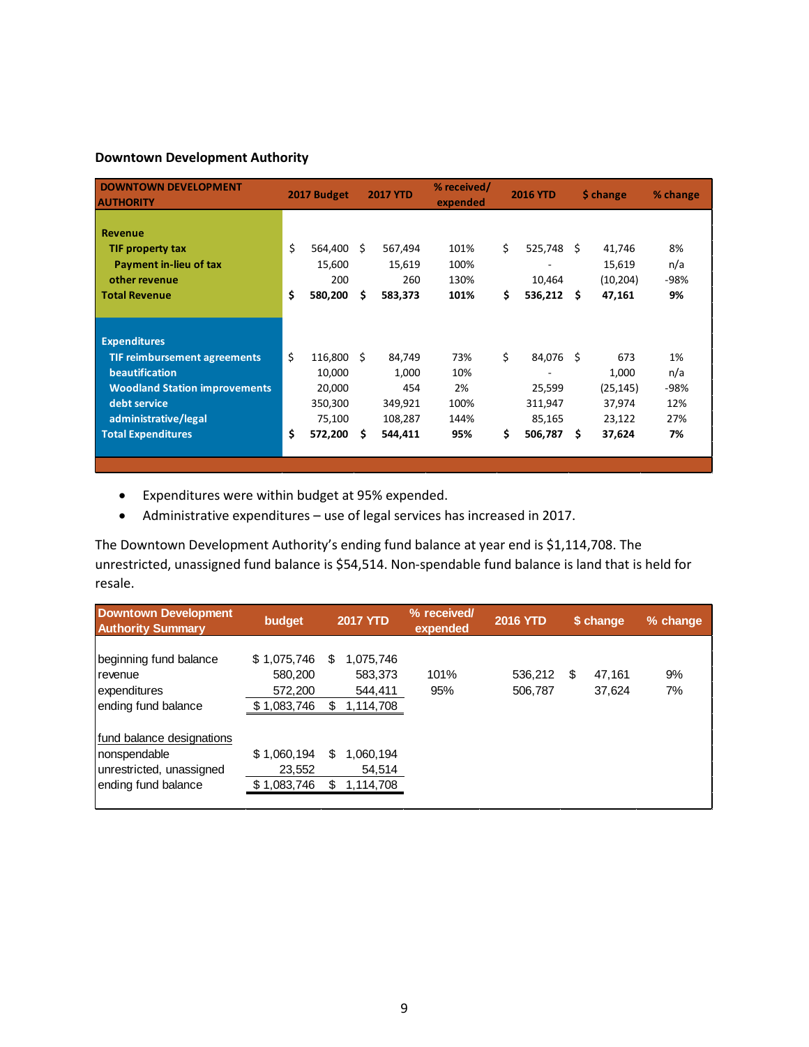**Downtown Development Authority**

| DOWNTOWN DEVELOPMENT AUTHORITY | 2017 Budget | 2017 YTD | % received/ expended | 2016 YTD | $ change | % change |
|---|---|---|---|---|---|---|
| **Revenue** | | | | | | |
| TIF property tax | $ 564,400 | $ 567,494 | 101% | $ 525,748 | $ 41,746 | 8% |
| Payment in-lieu of tax | 15,600 | 15,619 | 100% | - | 15,619 | n/a |
| other revenue | 200 | 260 | 130% | 10,464 | (10,204) | -98% |
| **Total Revenue** | **$ 580,200** | **$ 583,373** | **101%** | **$ 536,212** | **$ 47,161** | **9%** |
| **Expenditures** | | | | | | |
| TIF reimbursement agreements | $ 116,800 | $ 84,749 | 73% | $ 84,076 | $ 673 | 1% |
| beautification | 10,000 | 1,000 | 10% | - | 1,000 | n/a |
| Woodland Station improvements | 20,000 | 454 | 2% | 25,599 | (25,145) | -98% |
| debt service | 350,300 | 349,921 | 100% | 311,947 | 37,974 | 12% |
| administrative/legal | 75,100 | 108,287 | 144% | 85,165 | 23,122 | 27% |
| **Total Expenditures** | **$ 572,200** | **$ 544,411** | **95%** | **$ 506,787** | **$ 37,624** | **7%** |

- Expenditures were within budget at 95% expended.
- Administrative expenditures – use of legal services has increased in 2017.

The Downtown Development Authority's ending fund balance at year end is $1,114,708. The unrestricted, unassigned fund balance is $54,514. Non-spendable fund balance is land that is held for resale.

| Downtown Development Authority Summary | budget | 2017 YTD | % received/ expended | 2016 YTD | $ change | % change |
|---|---|---|---|---|---|---|
| beginning fund balance | $ 1,075,746 | $ 1,075,746 | | | | |
| revenue | 580,200 | 583,373 | 101% | 536,212 | $ 47,161 | 9% |
| expenditures | 572,200 | 544,411 | 95% | 506,787 | 37,624 | 7% |
| ending fund balance | $ 1,083,746 | $ 1,114,708 | | | | |
| fund balance designations | | | | | | |
| nonspendable | $ 1,060,194 | $ 1,060,194 | | | | |
| unrestricted, unassigned | 23,552 | 54,514 | | | | |
| ending fund balance | $ 1,083,746 | $ 1,114,708 | | | | |